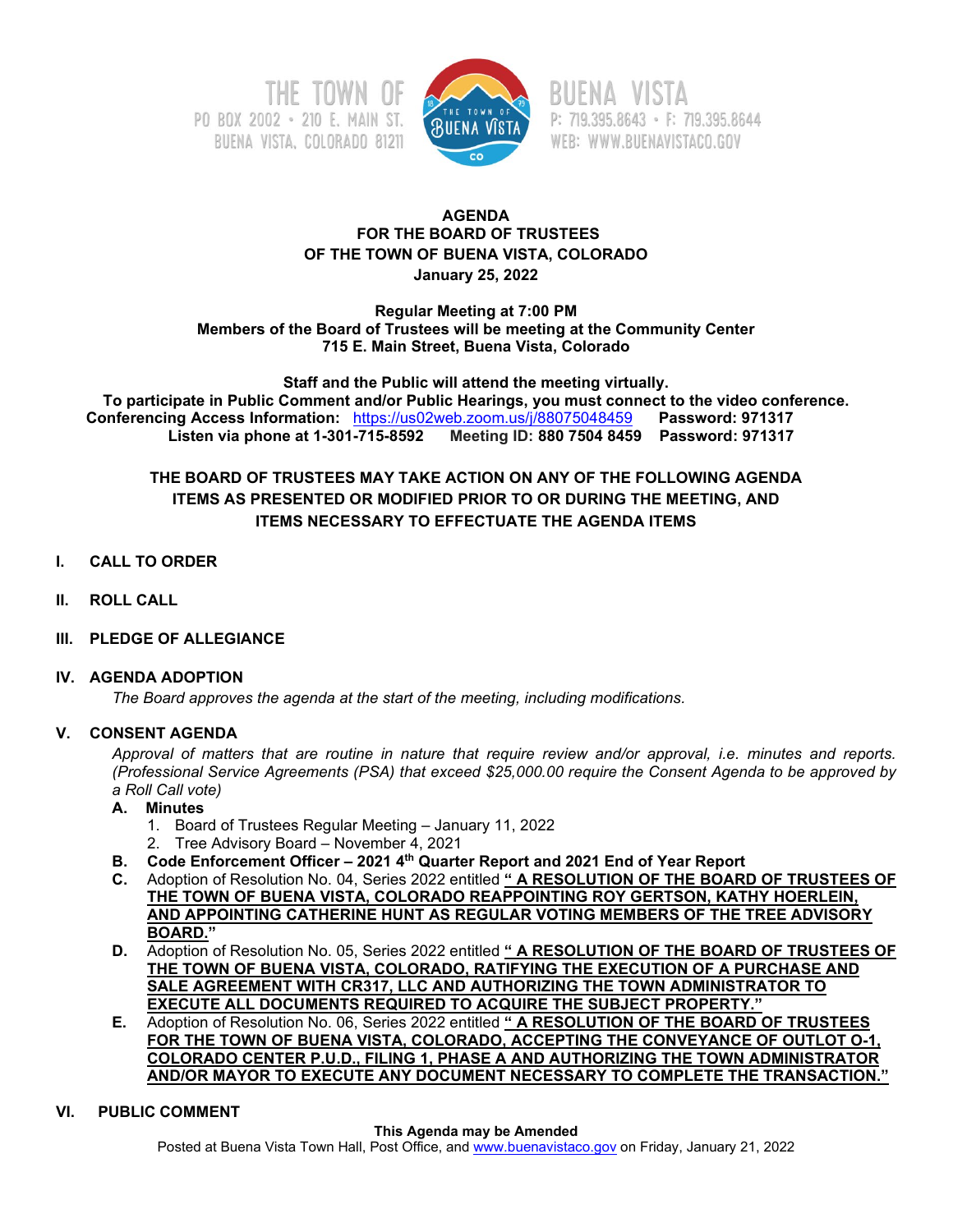THE TOWN OF BUENA VISTA
PO BOX 2002 • 210 E. MAIN ST.
BUENA VISTA, COLORADO 81211
P: 719.395.8643 • F: 719.395.8644
WEB: WWW.BUENAVISTACO.GOV

**AGENDA**
**FOR THE BOARD OF TRUSTEES**
**OF THE TOWN OF BUENA VISTA, COLORADO**
**January 25, 2022**

**Regular Meeting at 7:00 PM**
**Members of the Board of Trustees will be meeting at the Community Center**
**715 E. Main Street, Buena Vista, Colorado**

**Staff and the Public will attend the meeting virtually.**
**To participate in Public Comment and/or Public Hearings, you must connect to the video conference.**
**Conferencing Access Information:** https://us02web.zoom.us/j/88075048459 **Password: 971317**
**Listen via phone at 1-301-715-8592 Meeting ID: 880 7504 8459 Password: 971317**

**THE BOARD OF TRUSTEES MAY TAKE ACTION ON ANY OF THE FOLLOWING AGENDA ITEMS AS PRESENTED OR MODIFIED PRIOR TO OR DURING THE MEETING, AND ITEMS NECESSARY TO EFFECTUATE THE AGENDA ITEMS**

## I. CALL TO ORDER

## II. ROLL CALL

## III. PLEDGE OF ALLEGIANCE

## IV. AGENDA ADOPTION

*The Board approves the agenda at the start of the meeting, including modifications.*

## V. CONSENT AGENDA

*Approval of matters that are routine in nature that require review and/or approval, i.e. minutes and reports. (Professional Service Agreements (PSA) that exceed $25,000.00 require the Consent Agenda to be approved by a Roll Call vote)*

**A. Minutes**
1. Board of Trustees Regular Meeting – January 11, 2022
2. Tree Advisory Board – November 4, 2021

**B. Code Enforcement Officer – 2021 4th Quarter Report and 2021 End of Year Report**

**C.** Adoption of Resolution No. 04, Series 2022 entitled **"A RESOLUTION OF THE BOARD OF TRUSTEES OF THE TOWN OF BUENA VISTA, COLORADO REAPPOINTING ROY GERTSON, KATHY HOERLEIN, AND APPOINTING CATHERINE HUNT AS REGULAR VOTING MEMBERS OF THE TREE ADVISORY BOARD."**

**D.** Adoption of Resolution No. 05, Series 2022 entitled **"A RESOLUTION OF THE BOARD OF TRUSTEES OF THE TOWN OF BUENA VISTA, COLORADO, RATIFYING THE EXECUTION OF A PURCHASE AND SALE AGREEMENT WITH CR317, LLC AND AUTHORIZING THE TOWN ADMINISTRATOR TO EXECUTE ALL DOCUMENTS REQUIRED TO ACQUIRE THE SUBJECT PROPERTY."**

**E.** Adoption of Resolution No. 06, Series 2022 entitled **"A RESOLUTION OF THE BOARD OF TRUSTEES FOR THE TOWN OF BUENA VISTA, COLORADO, ACCEPTING THE CONVEYANCE OF OUTLOT O-1, COLORADO CENTER P.U.D., FILING 1, PHASE A AND AUTHORIZING THE TOWN ADMINISTRATOR AND/OR MAYOR TO EXECUTE ANY DOCUMENT NECESSARY TO COMPLETE THE TRANSACTION."**

## VI. PUBLIC COMMENT

**This Agenda may be Amended**
Posted at Buena Vista Town Hall, Post Office, and www.buenavistaco.gov on Friday, January 21, 2022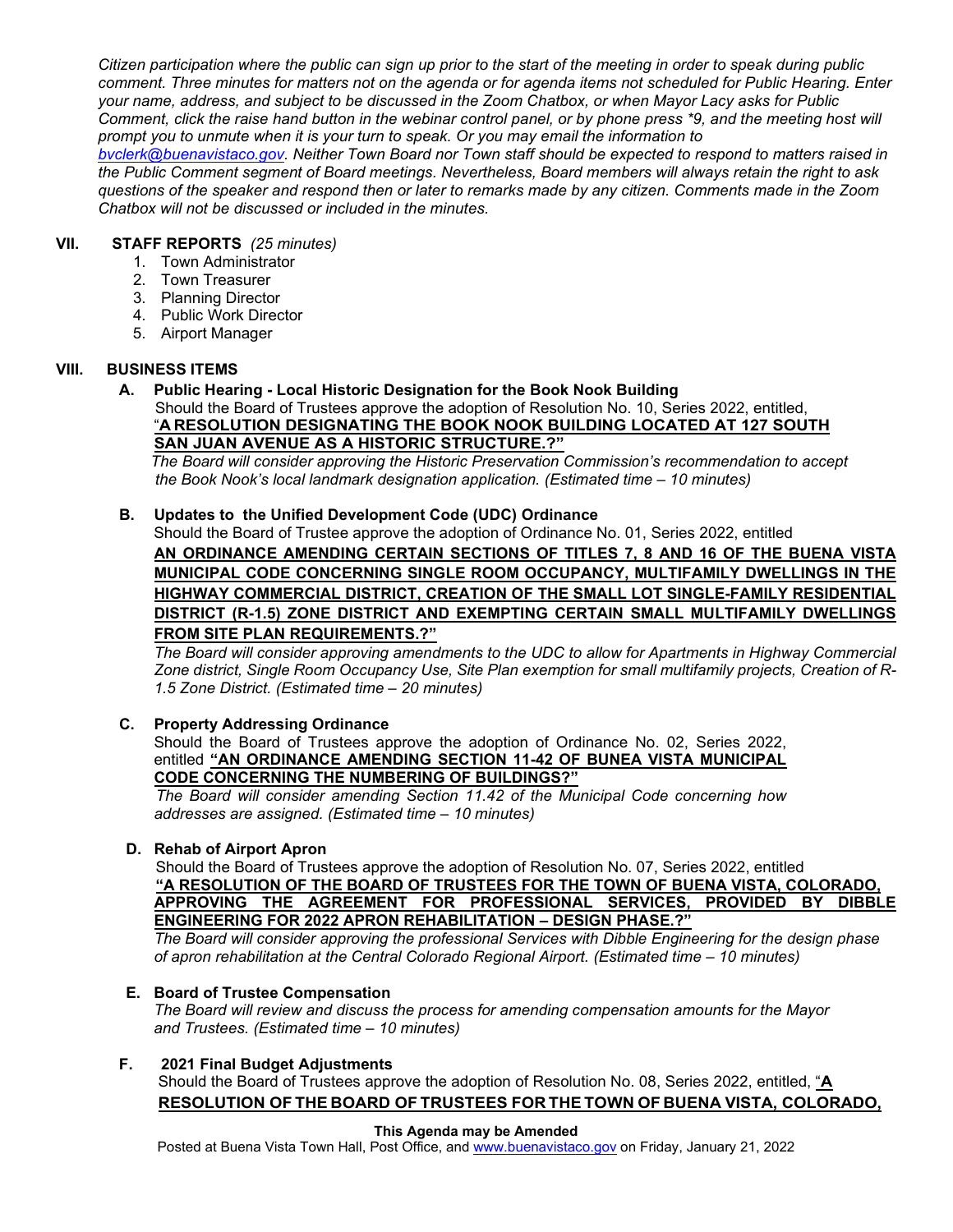*Citizen participation where the public can sign up prior to the start of the meeting in order to speak during public comment. Three minutes for matters not on the agenda or for agenda items not scheduled for Public Hearing. Enter your name, address, and subject to be discussed in the Zoom Chatbox, or when Mayor Lacy asks for Public Comment, click the raise hand button in the webinar control panel, or by phone press *9, and the meeting host will prompt you to unmute when it is your turn to speak. Or you may email the information to bvclerk@buenavistaco.gov. Neither Town Board nor Town staff should be expected to respond to matters raised in the Public Comment segment of Board meetings. Nevertheless, Board members will always retain the right to ask questions of the speaker and respond then or later to remarks made by any citizen. Comments made in the Zoom Chatbox will not be discussed or included in the minutes.*

## VII. STAFF REPORTS *(25 minutes)*

1. Town Administrator
2. Town Treasurer
3. Planning Director
4. Public Work Director
5. Airport Manager

## VIII. BUSINESS ITEMS

**A. Public Hearing - Local Historic Designation for the Book Nook Building**

Should the Board of Trustees approve the adoption of Resolution No. 10, Series 2022, entitled, "**A RESOLUTION DESIGNATING THE BOOK NOOK BUILDING LOCATED AT 127 SOUTH SAN JUAN AVENUE AS A HISTORIC STRUCTURE.?"**

*The Board will consider approving the Historic Preservation Commission's recommendation to accept the Book Nook's local landmark designation application. (Estimated time – 10 minutes)*

**B. Updates to the Unified Development Code (UDC) Ordinance**

Should the Board of Trustees approve the adoption of Ordinance No. 01, Series 2022, entitled **AN ORDINANCE AMENDING CERTAIN SECTIONS OF TITLES 7, 8 AND 16 OF THE BUENA VISTA MUNICIPAL CODE CONCERNING SINGLE ROOM OCCUPANCY, MULTIFAMILY DWELLINGS IN THE HIGHWAY COMMERCIAL DISTRICT, CREATION OF THE SMALL LOT SINGLE-FAMILY RESIDENTIAL DISTRICT (R-1.5) ZONE DISTRICT AND EXEMPTING CERTAIN SMALL MULTIFAMILY DWELLINGS FROM SITE PLAN REQUIREMENTS.?"**

*The Board will consider approving amendments to the UDC to allow for Apartments in Highway Commercial Zone district, Single Room Occupancy Use, Site Plan exemption for small multifamily projects, Creation of R-1.5 Zone District. (Estimated time – 20 minutes)*

**C. Property Addressing Ordinance**

Should the Board of Trustees approve the adoption of Ordinance No. 02, Series 2022, entitled **"AN ORDINANCE AMENDING SECTION 11-42 OF BUNEA VISTA MUNICIPAL CODE CONCERNING THE NUMBERING OF BUILDINGS?"**

*The Board will consider amending Section 11.42 of the Municipal Code concerning how addresses are assigned. (Estimated time – 10 minutes)*

**D. Rehab of Airport Apron**

Should the Board of Trustees approve the adoption of Resolution No. 07, Series 2022, entitled **"A RESOLUTION OF THE BOARD OF TRUSTEES FOR THE TOWN OF BUENA VISTA, COLORADO, APPROVING THE AGREEMENT FOR PROFESSIONAL SERVICES, PROVIDED BY DIBBLE ENGINEERING FOR 2022 APRON REHABILITATION – DESIGN PHASE.?"**

*The Board will consider approving the professional Services with Dibble Engineering for the design phase of apron rehabilitation at the Central Colorado Regional Airport. (Estimated time – 10 minutes)*

**E. Board of Trustee Compensation**

*The Board will review and discuss the process for amending compensation amounts for the Mayor and Trustees. (Estimated time – 10 minutes)*

**F. 2021 Final Budget Adjustments**

Should the Board of Trustees approve the adoption of Resolution No. 08, Series 2022, entitled, "**A RESOLUTION OF THE BOARD OF TRUSTEES FOR THE TOWN OF BUENA VISTA, COLORADO,**

**This Agenda may be Amended**

Posted at Buena Vista Town Hall, Post Office, and www.buenavistaco.gov on Friday, January 21, 2022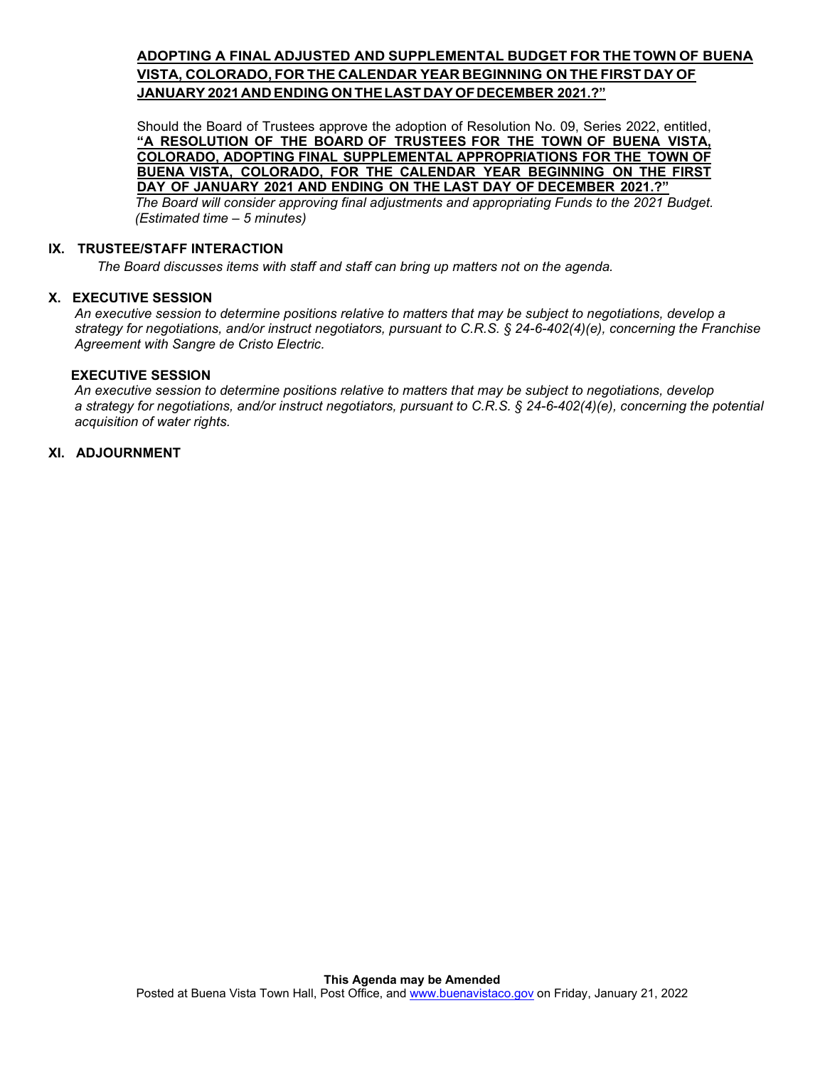**ADOPTING A FINAL ADJUSTED AND SUPPLEMENTAL BUDGET FOR THE TOWN OF BUENA VISTA, COLORADO, FOR THE CALENDAR YEAR BEGINNING ON THE FIRST DAY OF JANUARY 2021 AND ENDING ON THE LAST DAY OF DECEMBER 2021.?"**

Should the Board of Trustees approve the adoption of Resolution No. 09, Series 2022, entitled, **"A RESOLUTION OF THE BOARD OF TRUSTEES FOR THE TOWN OF BUENA VISTA, COLORADO, ADOPTING FINAL SUPPLEMENTAL APPROPRIATIONS FOR THE TOWN OF BUENA VISTA, COLORADO, FOR THE CALENDAR YEAR BEGINNING ON THE FIRST DAY OF JANUARY 2021 AND ENDING ON THE LAST DAY OF DECEMBER 2021.?"**
*The Board will consider approving final adjustments and appropriating Funds to the 2021 Budget. (Estimated time – 5 minutes)*

## IX. TRUSTEE/STAFF INTERACTION

*The Board discusses items with staff and staff can bring up matters not on the agenda.*

## X. EXECUTIVE SESSION

*An executive session to determine positions relative to matters that may be subject to negotiations, develop a strategy for negotiations, and/or instruct negotiators, pursuant to C.R.S. § 24-6-402(4)(e), concerning the Franchise Agreement with Sangre de Cristo Electric.*

**EXECUTIVE SESSION**

*An executive session to determine positions relative to matters that may be subject to negotiations, develop a strategy for negotiations, and/or instruct negotiators, pursuant to C.R.S. § 24-6-402(4)(e), concerning the potential acquisition of water rights.*

## XI. ADJOURNMENT

**This Agenda may be Amended**
Posted at Buena Vista Town Hall, Post Office, and www.buenavistaco.gov on Friday, January 21, 2022